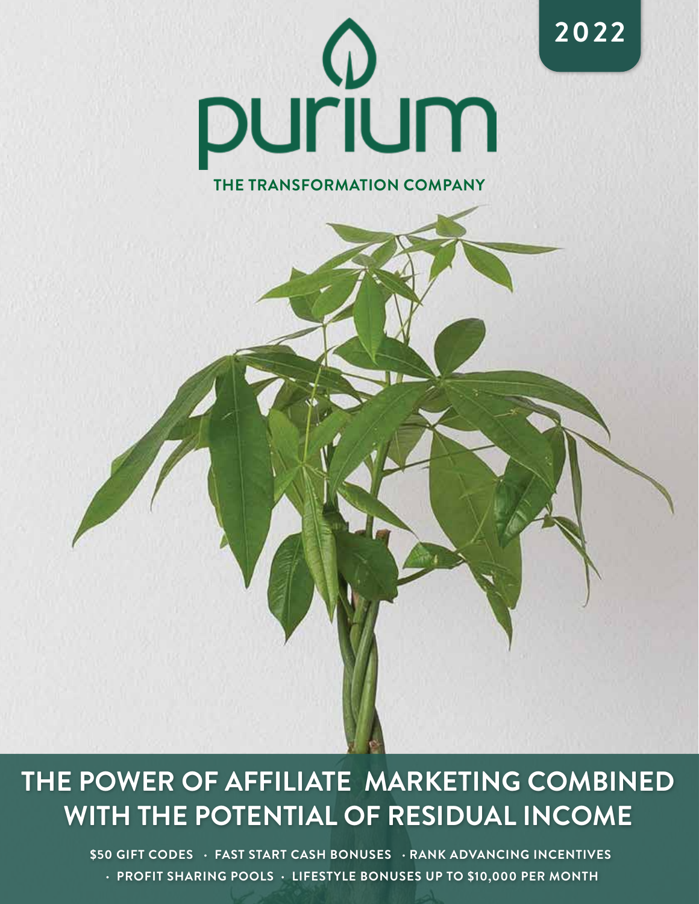2022

# purium

THE TRANSFORMATION COMPANY

## THE POWER OF AFFILIATE MARKETING COMBINED WITH THE POTENTIAL OF RESIDUAL INCOME

$50 GIFT CODES · FAST START CASH BONUSES · RANK ADVANCING INCENTIVES · PROFIT SHARING POOLS · LIFESTYLE BONUSES UP TO $10,000 PER MONTH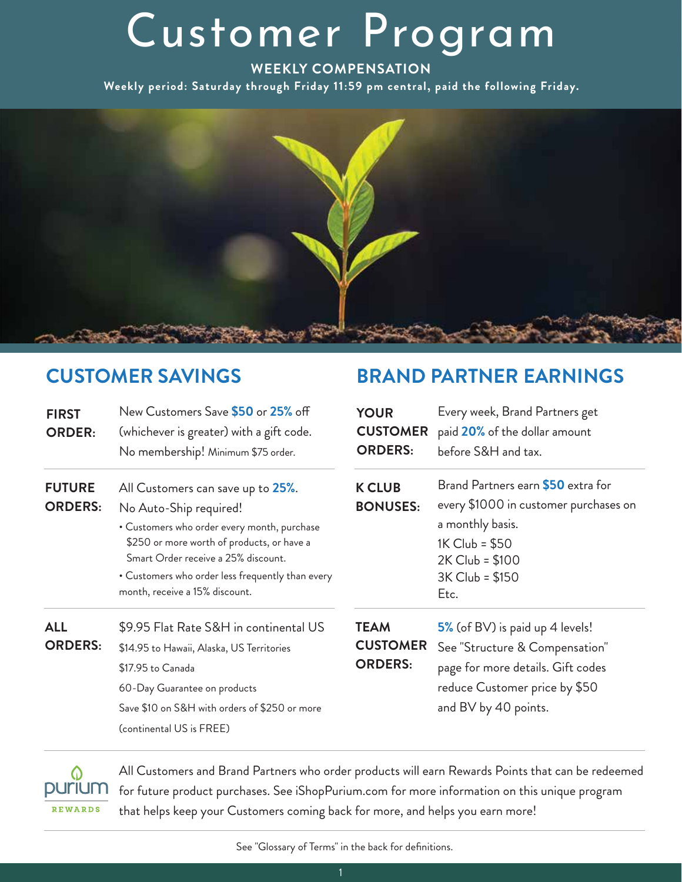# Customer Program

**WEEKLY COMPENSATION**

**Weekly period: Saturday through Friday 11:59 pm central, paid the following Friday.**

## CUSTOMER SAVINGS

**FIRST ORDER:** New Customers Save **$50** or **25%** off (whichever is greater) with a gift code. No membership! Minimum $75 order.

**FUTURE ORDERS:** All Customers can save up to **25%**. No Auto-Ship required!

- Customers who order every month, purchase $250 or more worth of products, or have a Smart Order receive a 25% discount.
- Customers who order less frequently than every month, receive a 15% discount.

**ALL ORDERS:** $9.95 Flat Rate S&H in continental US

$14.95 to Hawaii, Alaska, US Territories

$17.95 to Canada

60-Day Guarantee on products

Save $10 on S&H with orders of $250 or more (continental US is FREE)

## BRAND PARTNER EARNINGS

**YOUR CUSTOMER ORDERS:** Every week, Brand Partners get paid **20%** of the dollar amount before S&H and tax.

**K CLUB BONUSES:** Brand Partners earn **$50** extra for every $1000 in customer purchases on a monthly basis.

1K Club = $50
2K Club = $100
3K Club = $150
Etc.

**TEAM CUSTOMER ORDERS:** **5%** (of BV) is paid up 4 levels! See "Structure & Compensation" page for more details. Gift codes reduce Customer price by $50 and BV by 40 points.

---

**purium REWARDS**

All Customers and Brand Partners who order products will earn Rewards Points that can be redeemed for future product purchases. See iShopPurium.com for more information on this unique program that helps keep your Customers coming back for more, and helps you earn more!

---

See "Glossary of Terms" in the back for definitions.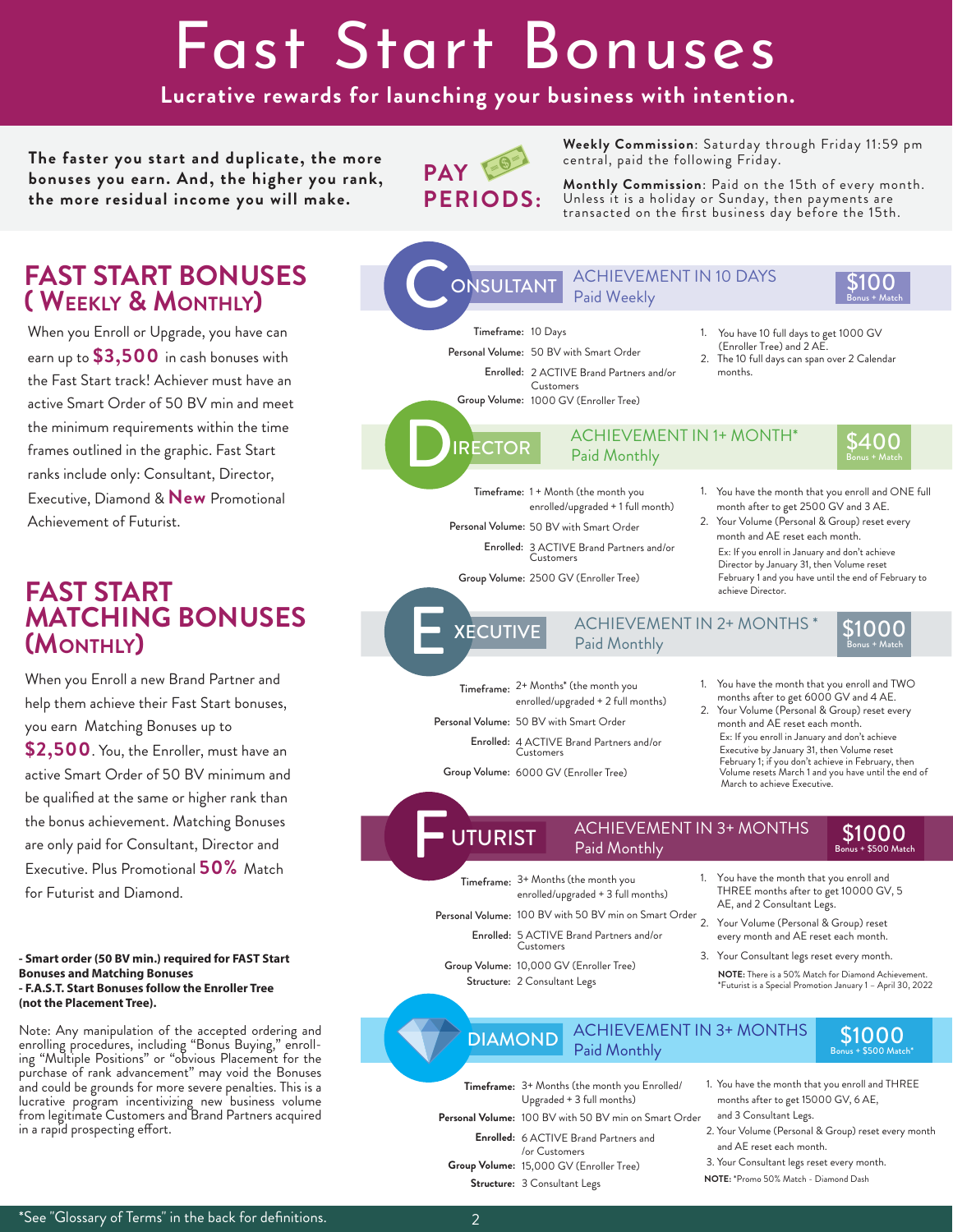# Fast Start Bonuses

**Lucrative rewards for launching your business with intention.**

**The faster you start and duplicate, the more bonuses you earn. And, the higher you rank, the more residual income you will make.**

**PAY PERIODS:**

**Weekly Commission**: Saturday through Friday 11:59 pm central, paid the following Friday.

**Monthly Commission**: Paid on the 15th of every month. Unless it is a holiday or Sunday, then payments are transacted on the first business day before the 15th.

## FAST START BONUSES (WEEKLY & MONTHLY)

When you Enroll or Upgrade, you have can earn up to **$3,500** in cash bonuses with the Fast Start track! Achiever must have an active Smart Order of 50 BV min and meet the minimum requirements within the time frames outlined in the graphic. Fast Start ranks include only: Consultant, Director, Executive, Diamond & **New** Promotional Achievement of Futurist.

## FAST START MATCHING BONUSES (MONTHLY)

When you Enroll a new Brand Partner and help them achieve their Fast Start bonuses, you earn Matching Bonuses up to **$2,500**. You, the Enroller, must have an active Smart Order of 50 BV minimum and be qualified at the same or higher rank than the bonus achievement. Matching Bonuses are only paid for Consultant, Director and Executive. Plus Promotional **50%** Match for Futurist and Diamond.

**- Smart order (50 BV min.) required for FAST Start Bonuses and Matching Bonuses**
**- F.A.S.T. Start Bonuses follow the Enroller Tree (not the Placement Tree).**

Note: Any manipulation of the accepted ordering and enrolling procedures, including "Bonus Buying," enrolling "Multiple Positions" or "obvious Placement for the purchase of rank advancement" may void the Bonuses and could be grounds for more severe penalties. This is a lucrative program incentivizing new business volume from legitimate Customers and Brand Partners acquired in a rapid prospecting effort.

### CONSULTANT — ACHIEVEMENT IN 10 DAYS — Paid Weekly — $100 Bonus + Match

**Timeframe:** 10 Days
**Personal Volume:** 50 BV with Smart Order
**Enrolled:** 2 ACTIVE Brand Partners and/or Customers
**Group Volume:** 1000 GV (Enroller Tree)

1. You have 10 full days to get 1000 GV (Enroller Tree) and 2 AE.
2. The 10 full days can span over 2 Calendar months.

### DIRECTOR — ACHIEVEMENT IN 1+ MONTH* — Paid Monthly — $400 Bonus + Match

**Timeframe:** 1 + Month (the month you enrolled/upgraded + 1 full month)
**Personal Volume:** 50 BV with Smart Order
**Enrolled:** 3 ACTIVE Brand Partners and/or Customers
**Group Volume:** 2500 GV (Enroller Tree)

1. You have the month that you enroll and ONE full month after to get 2500 GV and 3 AE.
2. Your Volume (Personal & Group) reset every month and AE reset each month.
   Ex: If you enroll in January and don't achieve Director by January 31, then Volume reset February 1 and you have until the end of February to achieve Director.

### EXECUTIVE — ACHIEVEMENT IN 2+ MONTHS* — Paid Monthly — $1000 Bonus + Match

**Timeframe:** 2+ Months* (the month you enrolled/upgraded + 2 full months)
**Personal Volume:** 50 BV with Smart Order
**Enrolled:** 4 ACTIVE Brand Partners and/or Customers
**Group Volume:** 6000 GV (Enroller Tree)

1. You have the month that you enroll and TWO months after to get 6000 GV and 4 AE.
2. Your Volume (Personal & Group) reset every month and AE reset each month.
   Ex: If you enroll in January and don't achieve Executive by January 31, then Volume reset February 1; if you don't achieve in February, then Volume resets March 1 and you have until the end of March to achieve Executive.

### FUTURIST — ACHIEVEMENT IN 3+ MONTHS — Paid Monthly — $1000 Bonus + $500 Match

**Timeframe:** 3+ Months (the month you enrolled/upgraded + 3 full months)
**Personal Volume:** 100 BV with 50 BV min on Smart Order
**Enrolled:** 5 ACTIVE Brand Partners and/or Customers
**Group Volume:** 10,000 GV (Enroller Tree)
**Structure:** 2 Consultant Legs

1. You have the month that you enroll and THREE months after to get 10000 GV, 5 AE, and 2 Consultant Legs.
2. Your Volume (Personal & Group) reset every month and AE reset each month.
3. Your Consultant legs reset every month.

**NOTE:** There is a 50% Match for Diamond Achievement.
*Futurist is a Special Promotion January 1 – April 30, 2022

### DIAMOND — ACHIEVEMENT IN 3+ MONTHS — Paid Monthly — $1000 Bonus + $500 Match*

**Timeframe:** 3+ Months (the month you Enrolled/Upgraded + 3 full months)
**Personal Volume:** 100 BV with 50 BV min on Smart Order
**Enrolled:** 6 ACTIVE Brand Partners and /or Customers
**Group Volume:** 15,000 GV (Enroller Tree)
**Structure:** 3 Consultant Legs

1. You have the month that you enroll and THREE months after to get 15000 GV, 6 AE, and 3 Consultant Legs.
2. Your Volume (Personal & Group) reset every month and AE reset each month.
3. Your Consultant legs reset every month.

**NOTE:** *Promo 50% Match - Diamond Dash

*See "Glossary of Terms" in the back for definitions.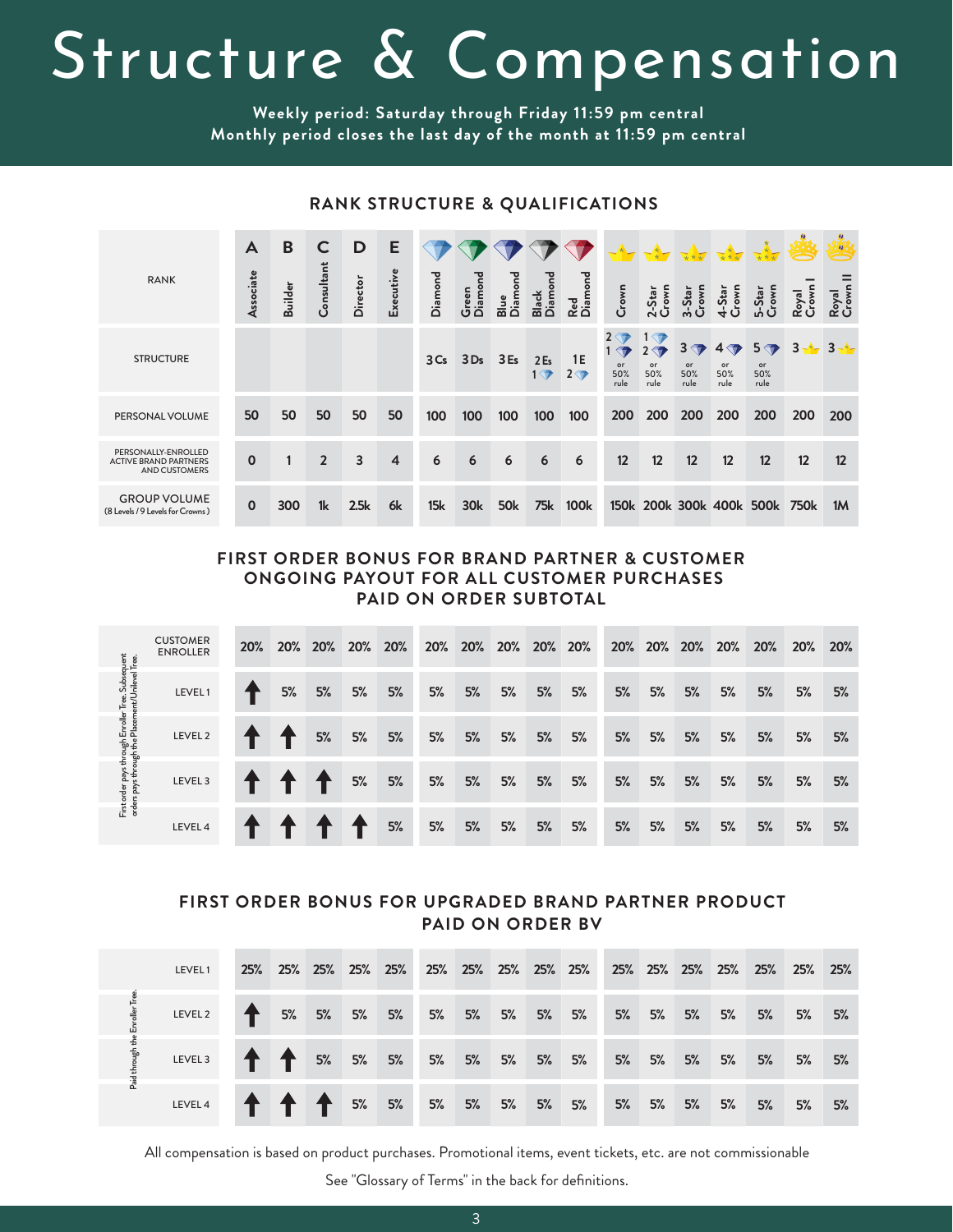# Structure & Compensation

**Weekly period: Saturday through Friday 11:59 pm central**
**Monthly period closes the last day of the month at 11:59 pm central**

## RANK STRUCTURE & QUALIFICATIONS

| RANK | A Associate | B Builder | C Consultant | D Director | E Executive | Diamond | Green Diamond | Blue Diamond | Black Diamond | Red Diamond | Crown | 2-Star Crown | 3-Star Crown | 4-Star Crown | 5-Star Crown | Royal Crown I | Royal Crown II |
|---|---|---|---|---|---|---|---|---|---|---|---|---|---|---|---|---|---|
| STRUCTURE | | | | | | 3 Cs | 3 Ds | 3 Es | 2 Es 1 Diamond | 1 E 2 Diamonds | 2 Diamonds 1 Diamond or 50% rule | 1 Diamond 2 Diamonds or 50% rule | 3 Diamonds or 50% rule | 4 Diamonds or 50% rule | 5 Diamonds or 50% rule | 3 Crowns | 3 Crowns |
| PERSONAL VOLUME | 50 | 50 | 50 | 50 | 50 | 100 | 100 | 100 | 100 | 100 | 200 | 200 | 200 | 200 | 200 | 200 | 200 |
| PERSONALLY-ENROLLED ACTIVE BRAND PARTNERS AND CUSTOMERS | 0 | 1 | 2 | 3 | 4 | 6 | 6 | 6 | 6 | 6 | 12 | 12 | 12 | 12 | 12 | 12 | 12 |
| GROUP VOLUME (8 Levels / 9 Levels for Crowns) | 0 | 300 | 1k | 2.5k | 6k | 15k | 30k | 50k | 75k | 100k | 150k | 200k | 300k | 400k | 500k | 750k | 1M |

## FIRST ORDER BONUS FOR BRAND PARTNER & CUSTOMER ONGOING PAYOUT FOR ALL CUSTOMER PURCHASES PAID ON ORDER SUBTOTAL

First order pays through Enroller Tree. Subsequent orders pays through the Placement/Unilevel Tree.

| | A | B | C | D | E | Diamond | Green Diamond | Blue Diamond | Black Diamond | Red Diamond | Crown | 2-Star Crown | 3-Star Crown | 4-Star Crown | 5-Star Crown | Royal Crown I | Royal Crown II |
|---|---|---|---|---|---|---|---|---|---|---|---|---|---|---|---|---|---|
| CUSTOMER ENROLLER | 20% | 20% | 20% | 20% | 20% | 20% | 20% | 20% | 20% | 20% | 20% | 20% | 20% | 20% | 20% | 20% | 20% |
| LEVEL 1 | ↑ | 5% | 5% | 5% | 5% | 5% | 5% | 5% | 5% | 5% | 5% | 5% | 5% | 5% | 5% | 5% | 5% |
| LEVEL 2 | ↑ | ↑ | 5% | 5% | 5% | 5% | 5% | 5% | 5% | 5% | 5% | 5% | 5% | 5% | 5% | 5% | 5% |
| LEVEL 3 | ↑ | ↑ | ↑ | 5% | 5% | 5% | 5% | 5% | 5% | 5% | 5% | 5% | 5% | 5% | 5% | 5% | 5% |
| LEVEL 4 | ↑ | ↑ | ↑ | ↑ | 5% | 5% | 5% | 5% | 5% | 5% | 5% | 5% | 5% | 5% | 5% | 5% | 5% |

## FIRST ORDER BONUS FOR UPGRADED BRAND PARTNER PRODUCT PAID ON ORDER BV

Paid through the Enroller Tree.

| | A | B | C | D | E | Diamond | Green Diamond | Blue Diamond | Black Diamond | Red Diamond | Crown | 2-Star Crown | 3-Star Crown | 4-Star Crown | 5-Star Crown | Royal Crown I | Royal Crown II |
|---|---|---|---|---|---|---|---|---|---|---|---|---|---|---|---|---|---|
| LEVEL 1 | 25% | 25% | 25% | 25% | 25% | 25% | 25% | 25% | 25% | 25% | 25% | 25% | 25% | 25% | 25% | 25% | 25% |
| LEVEL 2 | ↑ | 5% | 5% | 5% | 5% | 5% | 5% | 5% | 5% | 5% | 5% | 5% | 5% | 5% | 5% | 5% | 5% |
| LEVEL 3 | ↑ | ↑ | 5% | 5% | 5% | 5% | 5% | 5% | 5% | 5% | 5% | 5% | 5% | 5% | 5% | 5% | 5% |
| LEVEL 4 | ↑ | ↑ | ↑ | 5% | 5% | 5% | 5% | 5% | 5% | 5% | 5% | 5% | 5% | 5% | 5% | 5% | 5% |

All compensation is based on product purchases. Promotional items, event tickets, etc. are not commissionable

See "Glossary of Terms" in the back for definitions.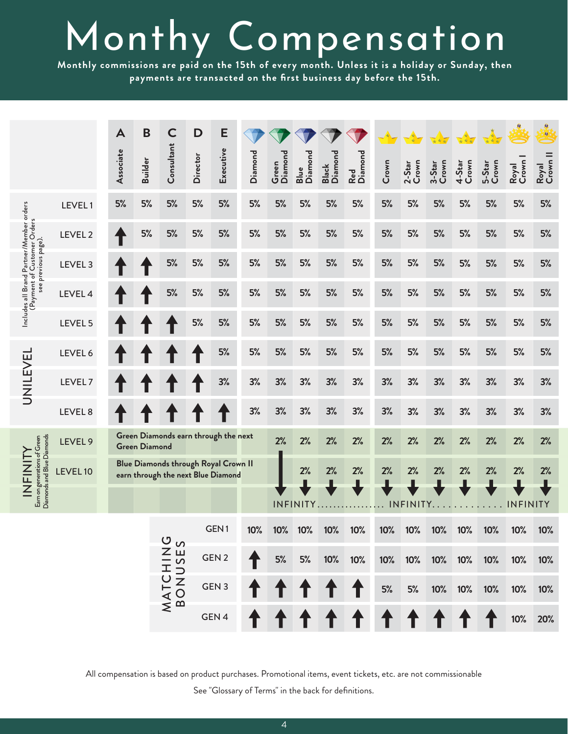# Monthy Compensation

**Monthly commissions are paid on the 15th of every month. Unless it is a holiday or Sunday, then payments are transacted on the first business day before the 15th.**

| | | A Associate | B Builder | C Consultant | D Director | E Executive | Diamond | Green Diamond | Blue Diamond | Black Diamond | Red Diamond | Crown | 2-Star Crown | 3-Star Crown | 4-Star Crown | 5-Star Crown | Royal Crown I | Royal Crown II |
|---|---|---|---|---|---|---|---|---|---|---|---|---|---|---|---|---|---|---|
| UNILEVEL (Includes all Brand Partner/Member orders (Payment of Customer Orders see previous page).) | LEVEL 1 | 5% | 5% | 5% | 5% | 5% | 5% | 5% | 5% | 5% | 5% | 5% | 5% | 5% | 5% | 5% | 5% | 5% |
| | LEVEL 2 | ↑ | 5% | 5% | 5% | 5% | 5% | 5% | 5% | 5% | 5% | 5% | 5% | 5% | 5% | 5% | 5% | 5% |
| | LEVEL 3 | ↑ | ↑ | 5% | 5% | 5% | 5% | 5% | 5% | 5% | 5% | 5% | 5% | 5% | 5% | 5% | 5% | 5% |
| | LEVEL 4 | ↑ | ↑ | 5% | 5% | 5% | 5% | 5% | 5% | 5% | 5% | 5% | 5% | 5% | 5% | 5% | 5% | 5% |
| | LEVEL 5 | ↑ | ↑ | ↑ | 5% | 5% | 5% | 5% | 5% | 5% | 5% | 5% | 5% | 5% | 5% | 5% | 5% | 5% |
| | LEVEL 6 | ↑ | ↑ | ↑ | ↑ | 5% | 5% | 5% | 5% | 5% | 5% | 5% | 5% | 5% | 5% | 5% | 5% | 5% |
| | LEVEL 7 | ↑ | ↑ | ↑ | ↑ | 3% | 3% | 3% | 3% | 3% | 3% | 3% | 3% | 3% | 3% | 3% | 3% | 3% |
| | LEVEL 8 | ↑ | ↑ | ↑ | ↑ | ↑ | 3% | 3% | 3% | 3% | 3% | 3% | 3% | 3% | 3% | 3% | 3% | 3% |
| INFINITY (Earn on generations of Green Diamonds and Blue Diamonds) | LEVEL 9 | Green Diamonds earn through the next Green Diamond | | | | | | 2% | 2% | 2% | 2% | 2% | 2% | 2% | 2% | 2% | 2% | 2% |
| | LEVEL 10 | Blue Diamonds through Royal Crown II earn through the next Blue Diamond | | | | | | ↓ | 2% | 2% | 2% | 2% | 2% | 2% | 2% | 2% | 2% | 2% |
| | | | | | | | | INFINITY | ↓ | ↓ | ↓ | ↓ INFINITY | ↓ | ↓ | ↓ | ↓ | ↓ INFINITY | ↓ |
| MATCHING BONUSES | GEN 1 | | | | | | 10% | 10% | 10% | 10% | 10% | 10% | 10% | 10% | 10% | 10% | 10% | 10% |
| | GEN 2 | | | | | | ↑ | 5% | 5% | 10% | 10% | 10% | 10% | 10% | 10% | 10% | 10% | 10% |
| | GEN 3 | | | | | | ↑ | ↑ | ↑ | ↑ | ↑ | 5% | 5% | 10% | 10% | 10% | 10% | 10% |
| | GEN 4 | | | | | | ↑ | ↑ | ↑ | ↑ | ↑ | ↑ | ↑ | ↑ | ↑ | ↑ | 10% | 20% |

All compensation is based on product purchases. Promotional items, event tickets, etc. are not commissionable

See "Glossary of Terms" in the back for definitions.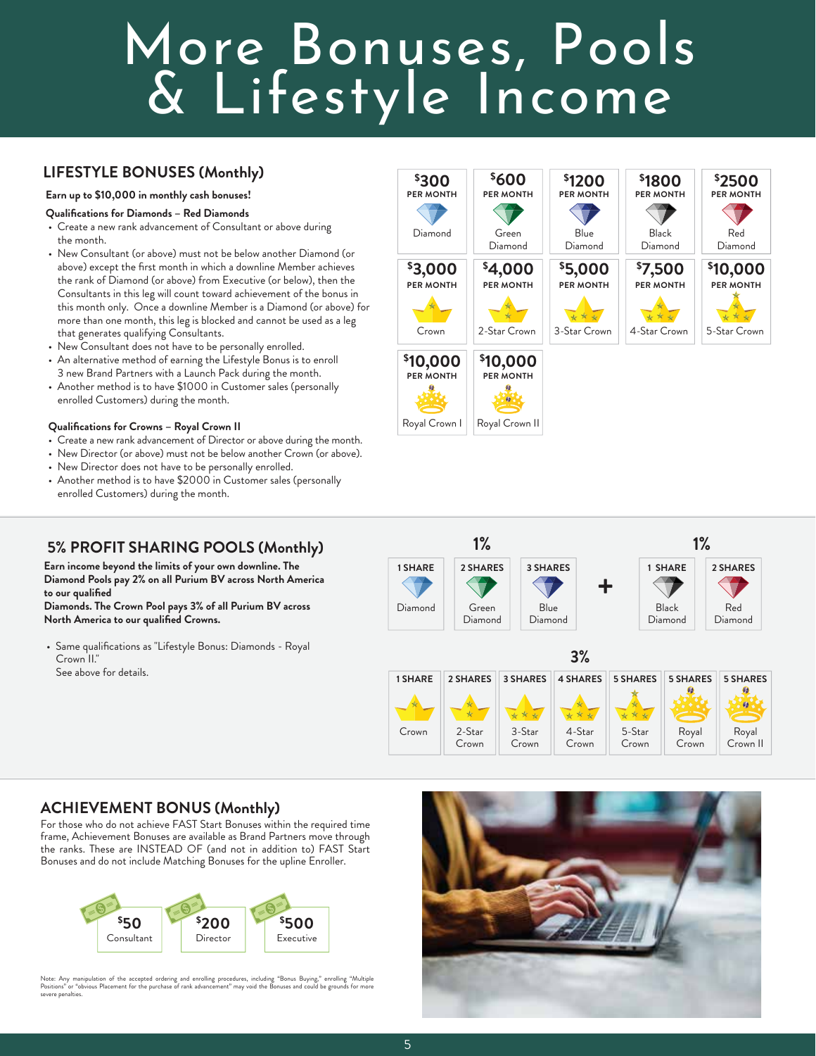# More Bonuses, Pools & Lifestyle Income

## LIFESTYLE BONUSES (Monthly)

**Earn up to $10,000 in monthly cash bonuses!**

**Qualifications for Diamonds – Red Diamonds**

- Create a new rank advancement of Consultant or above during the month.
- New Consultant (or above) must not be below another Diamond (or above) except the first month in which a downline Member achieves the rank of Diamond (or above) from Executive (or below), then the Consultants in this leg will count toward achievement of the bonus in this month only. Once a downline Member is a Diamond (or above) for more than one month, this leg is blocked and cannot be used as a leg that generates qualifying Consultants.
- New Consultant does not have to be personally enrolled.
- An alternative method of earning the Lifestyle Bonus is to enroll 3 new Brand Partners with a Launch Pack during the month.
- Another method is to have $1000 in Customer sales (personally enrolled Customers) during the month.

**Qualifications for Crowns – Royal Crown II**

- Create a new rank advancement of Director or above during the month.
- New Director (or above) must not be below another Crown (or above).
- New Director does not have to be personally enrolled.
- Another method is to have $2000 in Customer sales (personally enrolled Customers) during the month.

| Rank | Bonus |
|---|---|
| Diamond | $300 PER MONTH |
| Green Diamond | $600 PER MONTH |
| Blue Diamond | $1200 PER MONTH |
| Black Diamond | $1800 PER MONTH |
| Red Diamond | $2500 PER MONTH |
| Crown | $3,000 PER MONTH |
| 2-Star Crown | $4,000 PER MONTH |
| 3-Star Crown | $5,000 PER MONTH |
| 4-Star Crown | $7,500 PER MONTH |
| 5-Star Crown | $10,000 PER MONTH |
| Royal Crown I | $10,000 PER MONTH |
| Royal Crown II | $10,000 PER MONTH |

## 5% PROFIT SHARING POOLS (Monthly)

**Earn income beyond the limits of your own downline. The Diamond Pools pay 2% on all Purium BV across North America to our qualified Diamonds. The Crown Pool pays 3% of all Purium BV across North America to our qualified Crowns.**

- Same qualifications as "Lifestyle Bonus: Diamonds - Royal Crown II." See above for details.

**1%**

| Diamond | Green Diamond | Blue Diamond |
|---|---|---|
| 1 SHARE | 2 SHARES | 3 SHARES |

**+ 1%**

| Black Diamond | Red Diamond |
|---|---|
| 1 SHARE | 2 SHARES |

**3%**

| Crown | 2-Star Crown | 3-Star Crown | 4-Star Crown | 5-Star Crown | Royal Crown | Royal Crown II |
|---|---|---|---|---|---|---|
| 1 SHARE | 2 SHARES | 3 SHARES | 4 SHARES | 5 SHARES | 5 SHARES | 5 SHARES |

## ACHIEVEMENT BONUS (Monthly)

For those who do not achieve FAST Start Bonuses within the required time frame, Achievement Bonuses are available as Brand Partners move through the ranks. These are INSTEAD OF (and not in addition to) FAST Start Bonuses and do not include Matching Bonuses for the upline Enroller.

| Consultant | Director | Executive |
|---|---|---|
| $50 | $200 | $500 |

Note: Any manipulation of the accepted ordering and enrolling procedures, including "Bonus Buying," enrolling "Multiple Positions" or "obvious Placement for the purchase of rank advancement" may void the Bonuses and could be grounds for more severe penalties.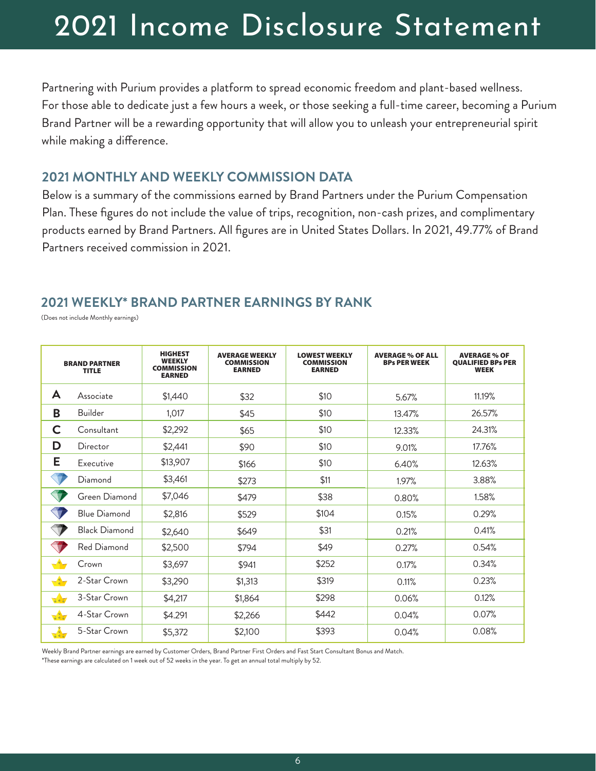# 2021 Income Disclosure Statement

Partnering with Purium provides a platform to spread economic freedom and plant-based wellness. For those able to dedicate just a few hours a week, or those seeking a full-time career, becoming a Purium Brand Partner will be a rewarding opportunity that will allow you to unleash your entrepreneurial spirit while making a difference.

## 2021 MONTHLY AND WEEKLY COMMISSION DATA

Below is a summary of the commissions earned by Brand Partners under the Purium Compensation Plan. These figures do not include the value of trips, recognition, non-cash prizes, and complimentary products earned by Brand Partners. All figures are in United States Dollars. In 2021, 49.77% of Brand Partners received commission in 2021.

## 2021 WEEKLY* BRAND PARTNER EARNINGS BY RANK

(Does not include Monthly earnings)

| BRAND PARTNER TITLE | | HIGHEST WEEKLY COMMISSION EARNED | AVERAGE WEEKLY COMMISSION EARNED | LOWEST WEEKLY COMMISSION EARNED | AVERAGE % OF ALL BPs PER WEEK | AVERAGE % OF QUALIFIED BPs PER WEEK |
|---|---|---|---|---|---|---|
| A | Associate | $1,440 | $32 | $10 | 5.67% | 11.19% |
| B | Builder | 1,017 | $45 | $10 | 13.47% | 26.57% |
| C | Consultant | $2,292 | $65 | $10 | 12.33% | 24.31% |
| D | Director | $2,441 | $90 | $10 | 9.01% | 17.76% |
| E | Executive | $13,907 | $166 | $10 | 6.40% | 12.63% |
| | Diamond | $3,461 | $273 | $11 | 1.97% | 3.88% |
| | Green Diamond | $7,046 | $479 | $38 | 0.80% | 1.58% |
| | Blue Diamond | $2,816 | $529 | $104 | 0.15% | 0.29% |
| | Black Diamond | $2,640 | $649 | $31 | 0.21% | 0.41% |
| | Red Diamond | $2,500 | $794 | $49 | 0.27% | 0.54% |
| | Crown | $3,697 | $941 | $252 | 0.17% | 0.34% |
| | 2-Star Crown | $3,290 | $1,313 | $319 | 0.11% | 0.23% |
| | 3-Star Crown | $4,217 | $1,864 | $298 | 0.06% | 0.12% |
| | 4-Star Crown | $4.291 | $2,266 | $442 | 0.04% | 0.07% |
| | 5-Star Crown | $5,372 | $2,100 | $393 | 0.04% | 0.08% |

Weekly Brand Partner earnings are earned by Customer Orders, Brand Partner First Orders and Fast Start Consultant Bonus and Match.

*These earnings are calculated on 1 week out of 52 weeks in the year. To get an annual total multiply by 52.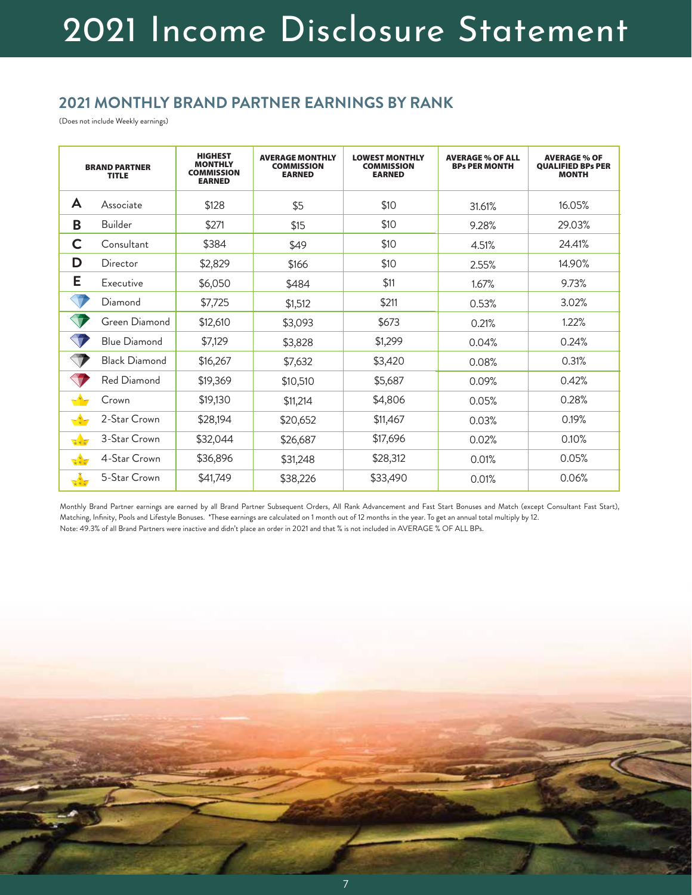# 2021 Income Disclosure Statement

## 2021 MONTHLY BRAND PARTNER EARNINGS BY RANK

(Does not include Weekly earnings)

| BRAND PARTNER TITLE | | HIGHEST MONTHLY COMMISSION EARNED | AVERAGE MONTHLY COMMISSION EARNED | LOWEST MONTHLY COMMISSION EARNED | AVERAGE % OF ALL BPs PER MONTH | AVERAGE % OF QUALIFIED BPs PER MONTH |
|---|---|---|---|---|---|---|
| A | Associate | $128 | $5 | $10 | 31.61% | 16.05% |
| B | Builder | $271 | $15 | $10 | 9.28% | 29.03% |
| C | Consultant | $384 | $49 | $10 | 4.51% | 24.41% |
| D | Director | $2,829 | $166 | $10 | 2.55% | 14.90% |
| E | Executive | $6,050 | $484 | $11 | 1.67% | 9.73% |
| | Diamond | $7,725 | $1,512 | $211 | 0.53% | 3.02% |
| | Green Diamond | $12,610 | $3,093 | $673 | 0.21% | 1.22% |
| | Blue Diamond | $7,129 | $3,828 | $1,299 | 0.04% | 0.24% |
| | Black Diamond | $16,267 | $7,632 | $3,420 | 0.08% | 0.31% |
| | Red Diamond | $19,369 | $10,510 | $5,687 | 0.09% | 0.42% |
| | Crown | $19,130 | $11,214 | $4,806 | 0.05% | 0.28% |
| | 2-Star Crown | $28,194 | $20,652 | $11,467 | 0.03% | 0.19% |
| | 3-Star Crown | $32,044 | $26,687 | $17,696 | 0.02% | 0.10% |
| | 4-Star Crown | $36,896 | $31,248 | $28,312 | 0.01% | 0.05% |
| | 5-Star Crown | $41,749 | $38,226 | $33,490 | 0.01% | 0.06% |

Monthly Brand Partner earnings are earned by all Brand Partner Subsequent Orders, All Rank Advancement and Fast Start Bonuses and Match (except Consultant Fast Start), Matching, Infinity, Pools and Lifestyle Bonuses. *These earnings are calculated on 1 month out of 12 months in the year. To get an annual total multiply by 12.

Note: 49.3% of all Brand Partners were inactive and didn't place an order in 2021 and that % is not included in AVERAGE % OF ALL BPs.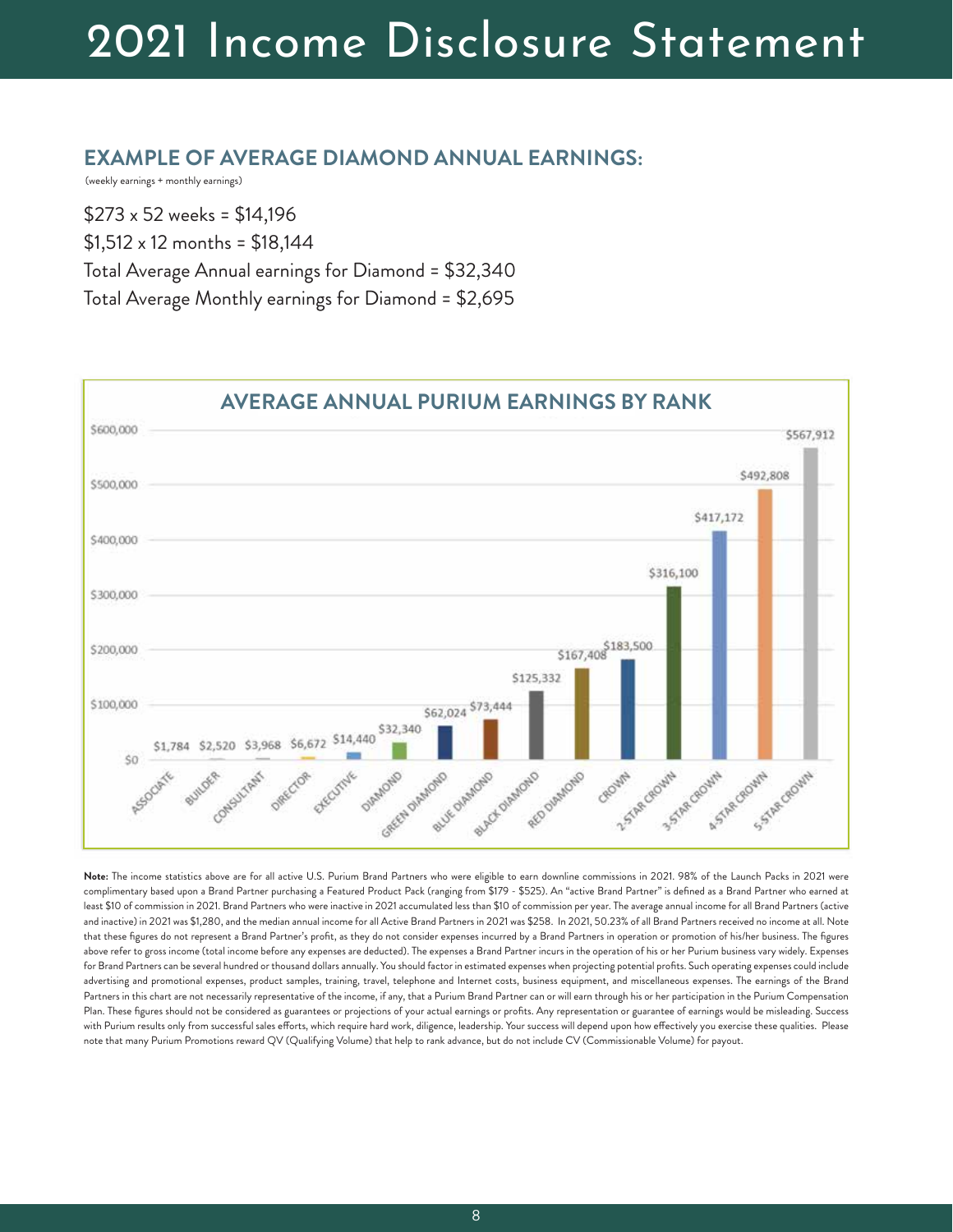# 2021 Income Disclosure Statement

## EXAMPLE OF AVERAGE DIAMOND ANNUAL EARNINGS:

(weekly earnings + monthly earnings)

$273 x 52 weeks = $14,196

$1,512 x 12 months = $18,144

Total Average Annual earnings for Diamond = $32,340

Total Average Monthly earnings for Diamond = $2,695

### AVERAGE ANNUAL PURIUM EARNINGS BY RANK

| Rank | Average Annual Earnings |
|---|---|
| ASSOCIATE | $1,784 |
| BUILDER | $2,520 |
| CONSULTANT | $3,968 |
| DIRECTOR | $6,672 |
| EXECUTIVE | $14,440 |
| DIAMOND | $32,340 |
| GREEN DIAMOND | $62,024 |
| BLUE DIAMOND | $73,444 |
| BLACK DIAMOND | $125,332 |
| RED DIAMOND | $167,408 |
| CROWN | $183,500 |
| 2-STAR CROWN | $316,100 |
| 3-STAR CROWN | $417,172 |
| 4-STAR CROWN | $492,808 |
| 5-STAR CROWN | $567,912 |

**Note:** The income statistics above are for all active U.S. Purium Brand Partners who were eligible to earn downline commissions in 2021. 98% of the Launch Packs in 2021 were complimentary based upon a Brand Partner purchasing a Featured Product Pack (ranging from $179 - $525). An "active Brand Partner" is defined as a Brand Partner who earned at least $10 of commission in 2021. Brand Partners who were inactive in 2021 accumulated less than $10 of commission per year. The average annual income for all Brand Partners (active and inactive) in 2021 was $1,280, and the median annual income for all Active Brand Partners in 2021 was $258. In 2021, 50.23% of all Brand Partners received no income at all. Note that these figures do not represent a Brand Partner's profit, as they do not consider expenses incurred by a Brand Partners in operation or promotion of his/her business. The figures above refer to gross income (total income before any expenses are deducted). The expenses a Brand Partner incurs in the operation of his or her Purium business vary widely. Expenses for Brand Partners can be several hundred or thousand dollars annually. You should factor in estimated expenses when projecting potential profits. Such operating expenses could include advertising and promotional expenses, product samples, training, travel, telephone and Internet costs, business equipment, and miscellaneous expenses. The earnings of the Brand Partners in this chart are not necessarily representative of the income, if any, that a Purium Brand Partner can or will earn through his or her participation in the Purium Compensation Plan. These figures should not be considered as guarantees or projections of your actual earnings or profits. Any representation or guarantee of earnings would be misleading. Success with Purium results only from successful sales efforts, which require hard work, diligence, leadership. Your success will depend upon how effectively you exercise these qualities. Please note that many Purium Promotions reward QV (Qualifying Volume) that help to rank advance, but do not include CV (Commissionable Volume) for payout.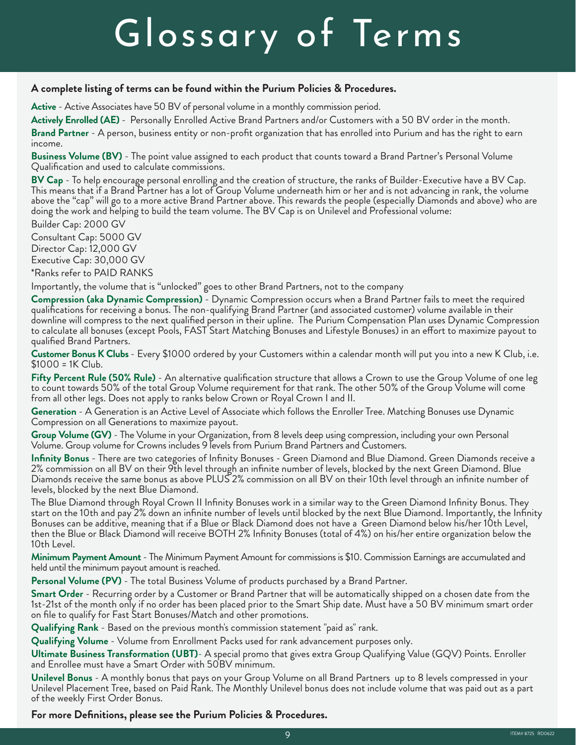# Glossary of Terms

**A complete listing of terms can be found within the Purium Policies & Procedures.**

**Active** - Active Associates have 50 BV of personal volume in a monthly commission period.

**Actively Enrolled (AE)** - Personally Enrolled Active Brand Partners and/or Customers with a 50 BV order in the month.

**Brand Partner** - A person, business entity or non-profit organization that has enrolled into Purium and has the right to earn income.

**Business Volume (BV)** - The point value assigned to each product that counts toward a Brand Partner's Personal Volume Qualification and used to calculate commissions.

**BV Cap** - To help encourage personal enrolling and the creation of structure, the ranks of Builder-Executive have a BV Cap. This means that if a Brand Partner has a lot of Group Volume underneath him or her and is not advancing in rank, the volume above the "cap" will go to a more active Brand Partner above. This rewards the people (especially Diamonds and above) who are doing the work and helping to build the team volume. The BV Cap is on Unilevel and Professional volume:

Builder Cap: 2000 GV

Consultant Cap: 5000 GV

Director Cap: 12,000 GV

Executive Cap: 30,000 GV

*Ranks refer to PAID RANKS

Importantly, the volume that is "unlocked" goes to other Brand Partners, not to the company

**Compression (aka Dynamic Compression)** - Dynamic Compression occurs when a Brand Partner fails to meet the required qualifications for receiving a bonus. The non-qualifying Brand Partner (and associated customer) volume available in their downline will compress to the next qualified person in their upline. The Purium Compensation Plan uses Dynamic Compression to calculate all bonuses (except Pools, FAST Start Matching Bonuses and Lifestyle Bonuses) in an effort to maximize payout to qualified Brand Partners.

**Customer Bonus K Clubs** - Every $1000 ordered by your Customers within a calendar month will put you into a new K Club, i.e. $1000 = 1K Club.

**Fifty Percent Rule (50% Rule)** - An alternative qualification structure that allows a Crown to use the Group Volume of one leg to count towards 50% of the total Group Volume requirement for that rank. The other 50% of the Group Volume will come from all other legs. Does not apply to ranks below Crown or Royal Crown I and II.

**Generation** - A Generation is an Active Level of Associate which follows the Enroller Tree. Matching Bonuses use Dynamic Compression on all Generations to maximize payout.

**Group Volume (GV)** - The Volume in your Organization, from 8 levels deep using compression, including your own Personal Volume. Group volume for Crowns includes 9 levels from Purium Brand Partners and Customers.

**Infinity Bonus** - There are two categories of Infinity Bonuses - Green Diamond and Blue Diamond. Green Diamonds receive a 2% commission on all BV on their 9th level through an infinite number of levels, blocked by the next Green Diamond. Blue Diamonds receive the same bonus as above PLUS 2% commission on all BV on their 10th level through an infinite number of levels, blocked by the next Blue Diamond.

The Blue Diamond through Royal Crown II Infinity Bonuses work in a similar way to the Green Diamond Infinity Bonus. They start on the 10th and pay 2% down an infinite number of levels until blocked by the next Blue Diamond. Importantly, the Infinity Bonuses can be additive, meaning that if a Blue or Black Diamond does not have a Green Diamond below his/her 10th Level, then the Blue or Black Diamond will receive BOTH 2% Infinity Bonuses (total of 4%) on his/her entire organization below the 10th Level.

**Minimum Payment Amount** - The Minimum Payment Amount for commissions is $10. Commission Earnings are accumulated and held until the minimum payout amount is reached.

**Personal Volume (PV)** - The total Business Volume of products purchased by a Brand Partner.

**Smart Order** - Recurring order by a Customer or Brand Partner that will be automatically shipped on a chosen date from the 1st-21st of the month only if no order has been placed prior to the Smart Ship date. Must have a 50 BV minimum smart order on file to qualify for Fast Start Bonuses/Match and other promotions.

**Qualifying Rank** - Based on the previous month's commission statement "paid as" rank.

**Qualifying Volume** - Volume from Enrollment Packs used for rank advancement purposes only.

**Ultimate Business Transformation (UBT)**- A special promo that gives extra Group Qualifying Value (GQV) Points. Enroller and Enrollee must have a Smart Order with 50BV minimum.

**Unilevel Bonus** - A monthly bonus that pays on your Group Volume on all Brand Partners up to 8 levels compressed in your Unilevel Placement Tree, based on Paid Rank. The Monthly Unilevel bonus does not include volume that was paid out as a part of the weekly First Order Bonus.

**For more Definitions, please see the Purium Policies & Procedures.**

ITEM# 8725 RD0622